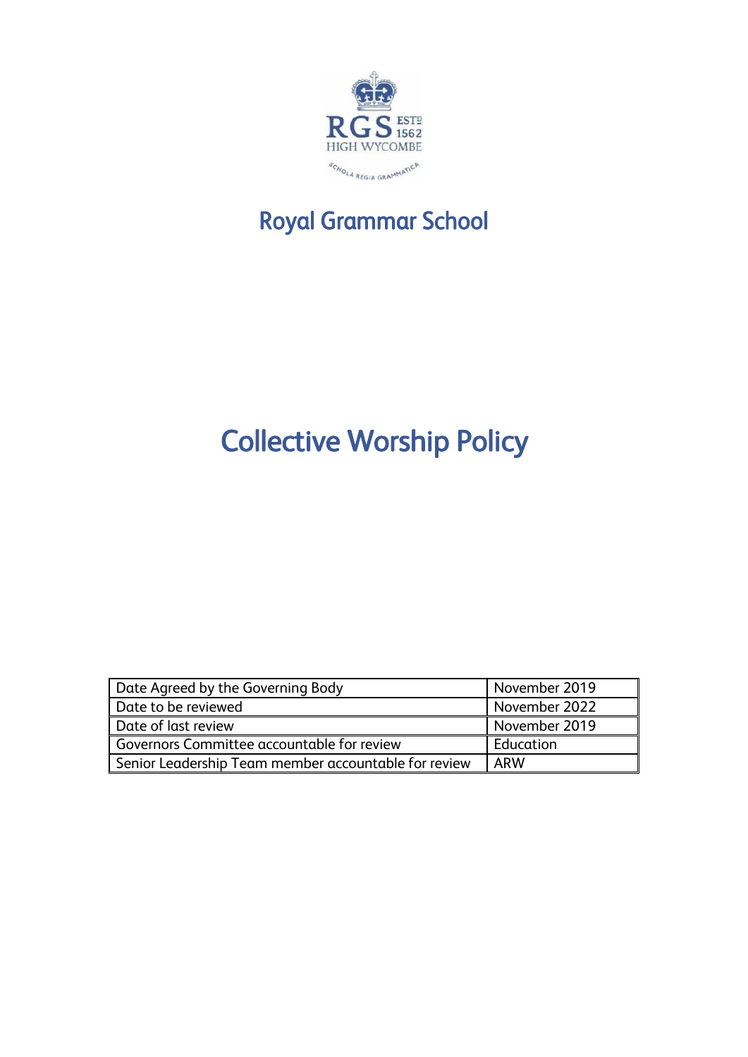RGS ESTD 1562
HIGH WYCOMBE
SCHOLA REGIA GRAMMATICA

# Royal Grammar School

# Collective Worship Policy

| Date Agreed by the Governing Body | November 2019 |
|---|---|
| Date to be reviewed | November 2022 |
| Date of last review | November 2019 |
| Governors Committee accountable for review | Education |
| Senior Leadership Team member accountable for review | ARW |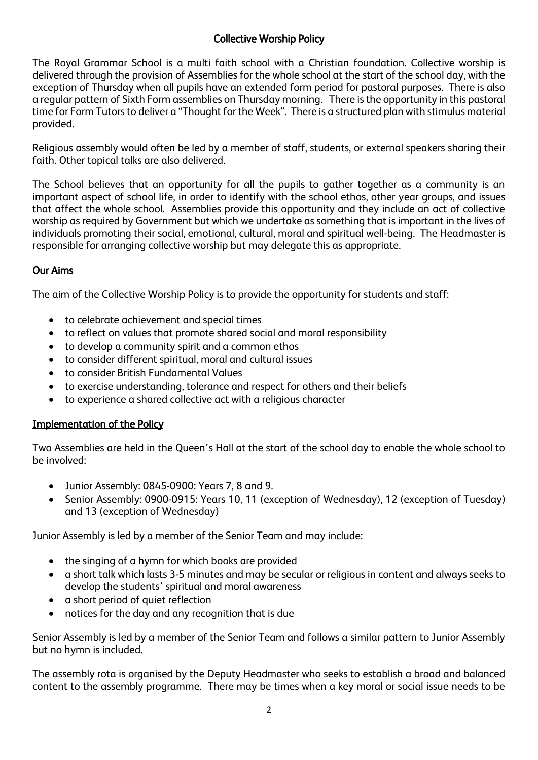## Collective Worship Policy

The Royal Grammar School is a multi faith school with a Christian foundation. Collective worship is delivered through the provision of Assemblies for the whole school at the start of the school day, with the exception of Thursday when all pupils have an extended form period for pastoral purposes. There is also a regular pattern of Sixth Form assemblies on Thursday morning. There is the opportunity in this pastoral time for Form Tutors to deliver a "Thought for the Week". There is a structured plan with stimulus material provided.

Religious assembly would often be led by a member of staff, students, or external speakers sharing their faith. Other topical talks are also delivered.

The School believes that an opportunity for all the pupils to gather together as a community is an important aspect of school life, in order to identify with the school ethos, other year groups, and issues that affect the whole school. Assemblies provide this opportunity and they include an act of collective worship as required by Government but which we undertake as something that is important in the lives of individuals promoting their social, emotional, cultural, moral and spiritual well-being. The Headmaster is responsible for arranging collective worship but may delegate this as appropriate.

### Our Aims

The aim of the Collective Worship Policy is to provide the opportunity for students and staff:

- to celebrate achievement and special times
- to reflect on values that promote shared social and moral responsibility
- to develop a community spirit and a common ethos
- to consider different spiritual, moral and cultural issues
- to consider British Fundamental Values
- to exercise understanding, tolerance and respect for others and their beliefs
- to experience a shared collective act with a religious character

### Implementation of the Policy

Two Assemblies are held in the Queen's Hall at the start of the school day to enable the whole school to be involved:

- Junior Assembly: 0845-0900: Years 7, 8 and 9.
- Senior Assembly: 0900-0915: Years 10, 11 (exception of Wednesday), 12 (exception of Tuesday) and 13 (exception of Wednesday)

Junior Assembly is led by a member of the Senior Team and may include:

- the singing of a hymn for which books are provided
- a short talk which lasts 3-5 minutes and may be secular or religious in content and always seeks to develop the students' spiritual and moral awareness
- a short period of quiet reflection
- notices for the day and any recognition that is due

Senior Assembly is led by a member of the Senior Team and follows a similar pattern to Junior Assembly but no hymn is included.

The assembly rota is organised by the Deputy Headmaster who seeks to establish a broad and balanced content to the assembly programme. There may be times when a key moral or social issue needs to be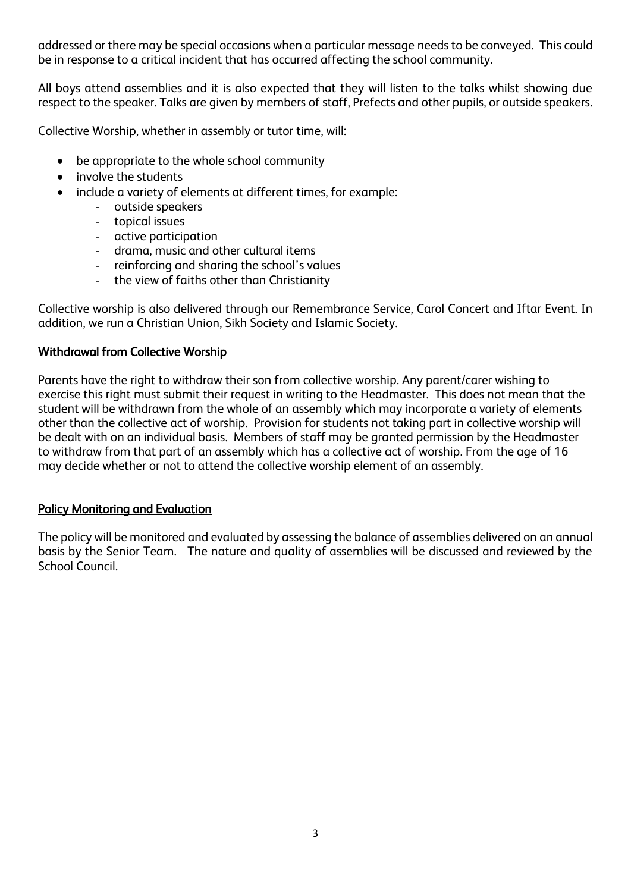addressed or there may be special occasions when a particular message needs to be conveyed. This could be in response to a critical incident that has occurred affecting the school community.

All boys attend assemblies and it is also expected that they will listen to the talks whilst showing due respect to the speaker. Talks are given by members of staff, Prefects and other pupils, or outside speakers.

Collective Worship, whether in assembly or tutor time, will:

- be appropriate to the whole school community
- involve the students
- include a variety of elements at different times, for example:
    - outside speakers
    - topical issues
    - active participation
    - drama, music and other cultural items
    - reinforcing and sharing the school's values
    - the view of faiths other than Christianity

Collective worship is also delivered through our Remembrance Service, Carol Concert and Iftar Event. In addition, we run a Christian Union, Sikh Society and Islamic Society.

## Withdrawal from Collective Worship

Parents have the right to withdraw their son from collective worship. Any parent/carer wishing to exercise this right must submit their request in writing to the Headmaster. This does not mean that the student will be withdrawn from the whole of an assembly which may incorporate a variety of elements other than the collective act of worship. Provision for students not taking part in collective worship will be dealt with on an individual basis. Members of staff may be granted permission by the Headmaster to withdraw from that part of an assembly which has a collective act of worship. From the age of 16 may decide whether or not to attend the collective worship element of an assembly.

## Policy Monitoring and Evaluation

The policy will be monitored and evaluated by assessing the balance of assemblies delivered on an annual basis by the Senior Team. The nature and quality of assemblies will be discussed and reviewed by the School Council.